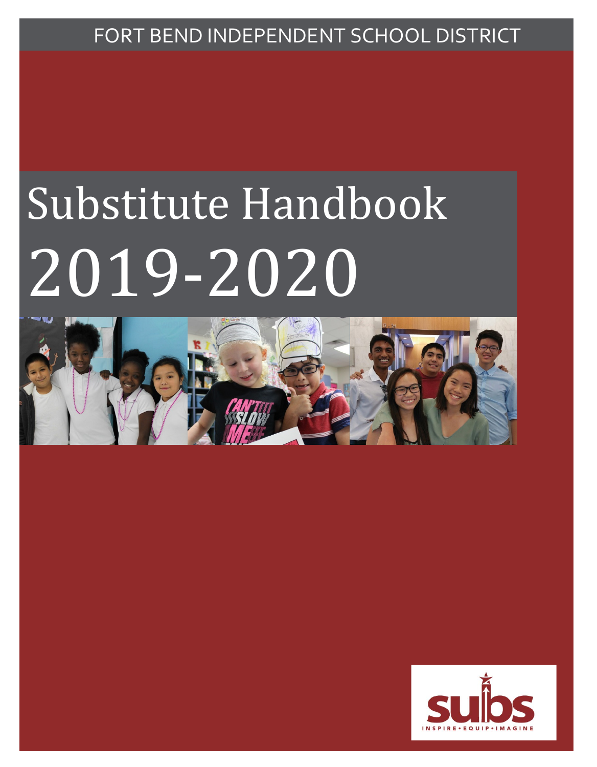FORT BEND INDEPENDENT SCHOOL DISTRICT

# Substitute Handbook 2019-2020

subs

INSPIRE • EQUIP • IMAGINE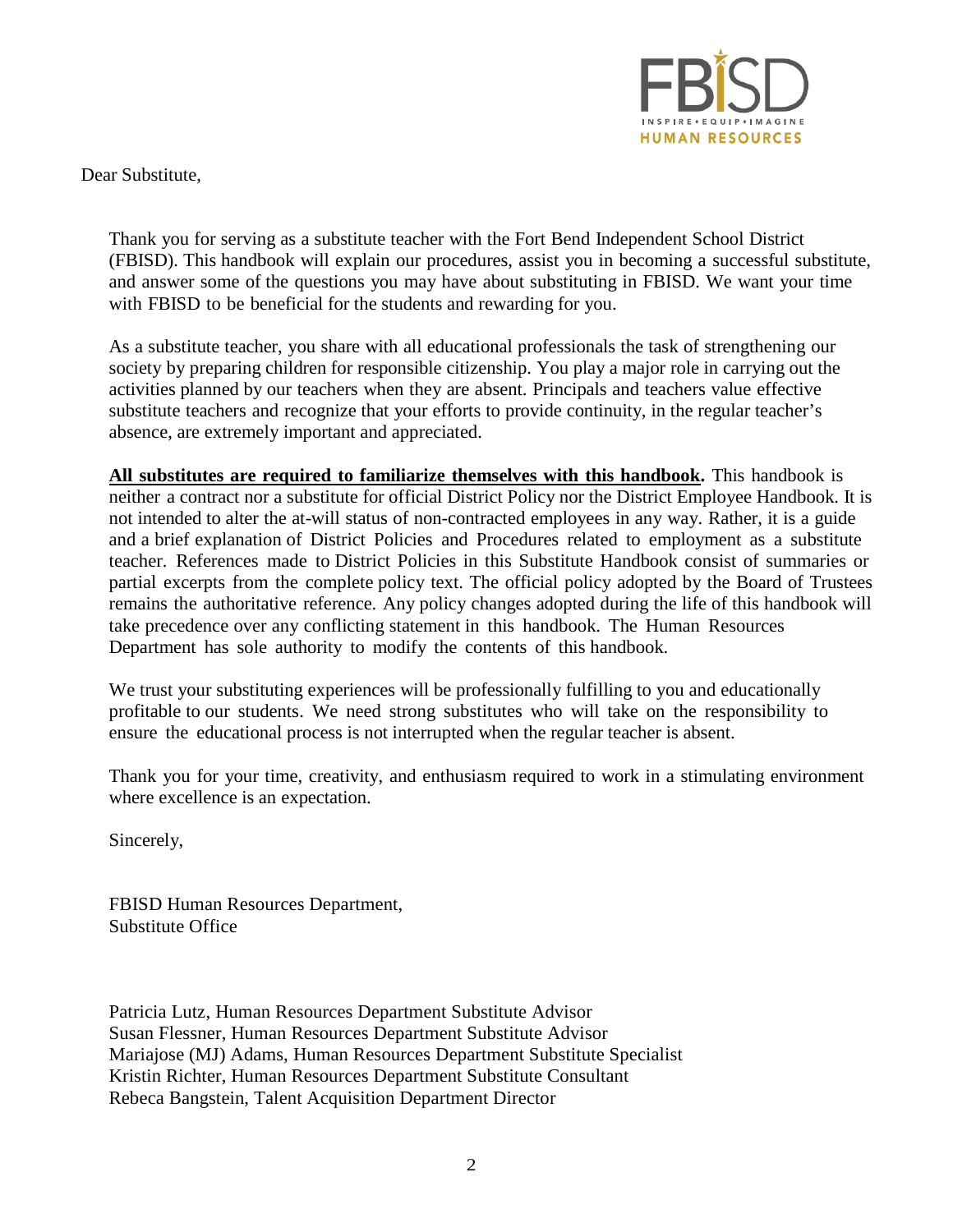Dear Substitute,

Thank you for serving as a substitute teacher with the Fort Bend Independent School District (FBISD). This handbook will explain our procedures, assist you in becoming a successful substitute, and answer some of the questions you may have about substituting in FBISD. We want your time with FBISD to be beneficial for the students and rewarding for you.

As a substitute teacher, you share with all educational professionals the task of strengthening our society by preparing children for responsible citizenship. You play a major role in carrying out the activities planned by our teachers when they are absent. Principals and teachers value effective substitute teachers and recognize that your efforts to provide continuity, in the regular teacher's absence, are extremely important and appreciated.

**All substitutes are required to familiarize themselves with this handbook.** This handbook is neither a contract nor a substitute for official District Policy nor the District Employee Handbook. It is not intended to alter the at-will status of non-contracted employees in any way. Rather, it is a guide and a brief explanation of District Policies and Procedures related to employment as a substitute teacher. References made to District Policies in this Substitute Handbook consist of summaries or partial excerpts from the complete policy text. The official policy adopted by the Board of Trustees remains the authoritative reference. Any policy changes adopted during the life of this handbook will take precedence over any conflicting statement in this handbook. The Human Resources Department has sole authority to modify the contents of this handbook.

We trust your substituting experiences will be professionally fulfilling to you and educationally profitable to our students. We need strong substitutes who will take on the responsibility to ensure the educational process is not interrupted when the regular teacher is absent.

Thank you for your time, creativity, and enthusiasm required to work in a stimulating environment where excellence is an expectation.

Sincerely,

FBISD Human Resources Department,
Substitute Office

Patricia Lutz, Human Resources Department Substitute Advisor
Susan Flessner, Human Resources Department Substitute Advisor
Mariajose (MJ) Adams, Human Resources Department Substitute Specialist
Kristin Richter, Human Resources Department Substitute Consultant
Rebeca Bangstein, Talent Acquisition Department Director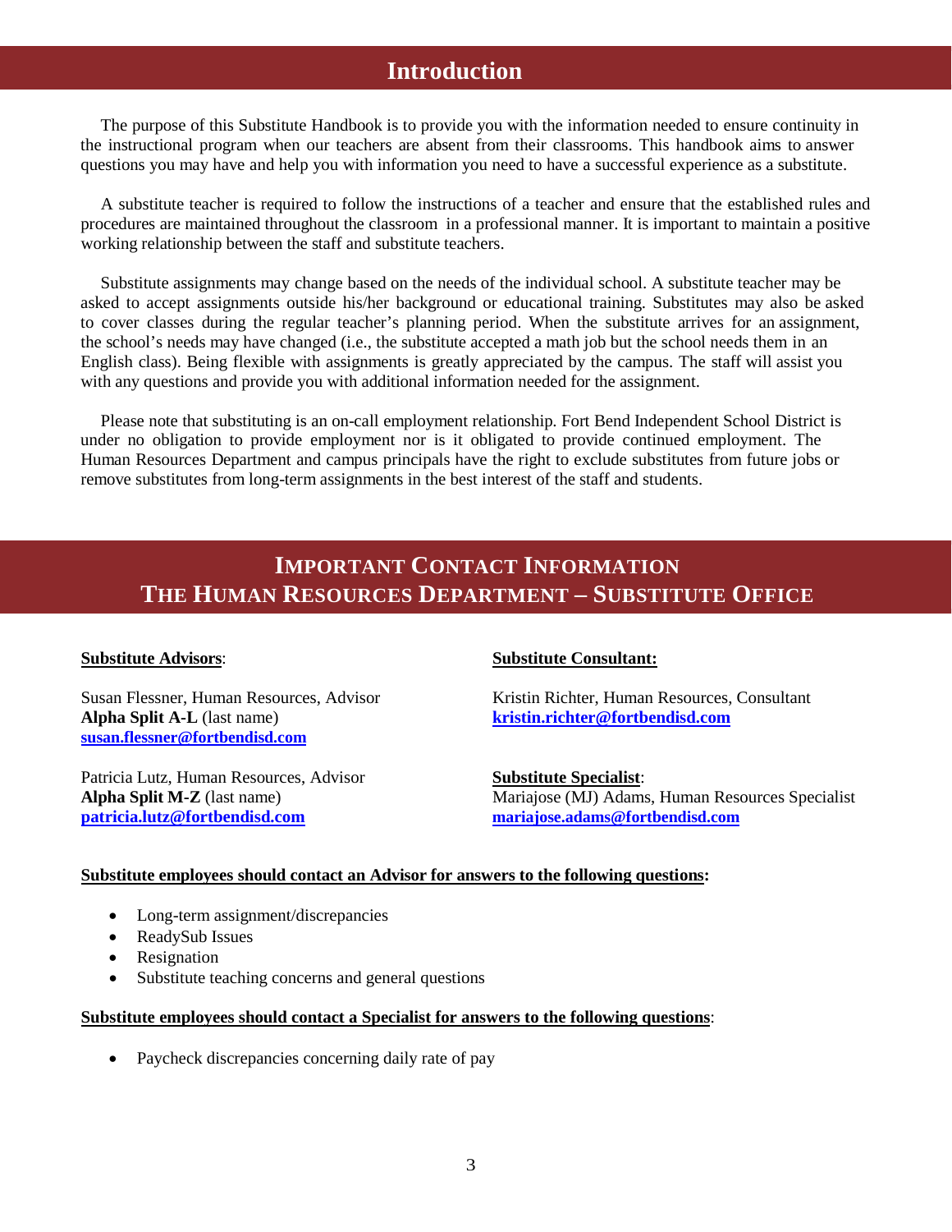# Introduction

The purpose of this Substitute Handbook is to provide you with the information needed to ensure continuity in the instructional program when our teachers are absent from their classrooms. This handbook aims to answer questions you may have and help you with information you need to have a successful experience as a substitute.

A substitute teacher is required to follow the instructions of a teacher and ensure that the established rules and procedures are maintained throughout the classroom in a professional manner. It is important to maintain a positive working relationship between the staff and substitute teachers.

Substitute assignments may change based on the needs of the individual school. A substitute teacher may be asked to accept assignments outside his/her background or educational training. Substitutes may also be asked to cover classes during the regular teacher's planning period. When the substitute arrives for an assignment, the school's needs may have changed (i.e., the substitute accepted a math job but the school needs them in an English class). Being flexible with assignments is greatly appreciated by the campus. The staff will assist you with any questions and provide you with additional information needed for the assignment.

Please note that substituting is an on-call employment relationship. Fort Bend Independent School District is under no obligation to provide employment nor is it obligated to provide continued employment. The Human Resources Department and campus principals have the right to exclude substitutes from future jobs or remove substitutes from long-term assignments in the best interest of the staff and students.

# Important Contact Information
## The Human Resources Department – Substitute Office

**Substitute Advisors**:

Susan Flessner, Human Resources, Advisor
**Alpha Split A-L** (last name)
**susan.flessner@fortbendisd.com**

Patricia Lutz, Human Resources, Advisor
**Alpha Split M-Z** (last name)
**patricia.lutz@fortbendisd.com**

**Substitute Consultant:**

Kristin Richter, Human Resources, Consultant
**kristin.richter@fortbendisd.com**

**Substitute Specialist**:

Mariajose (MJ) Adams, Human Resources Specialist
**mariajose.adams@fortbendisd.com**

**Substitute employees should contact an Advisor for answers to the following questions:**

- Long-term assignment/discrepancies
- ReadySub Issues
- Resignation
- Substitute teaching concerns and general questions

**Substitute employees should contact a Specialist for answers to the following questions**:

- Paycheck discrepancies concerning daily rate of pay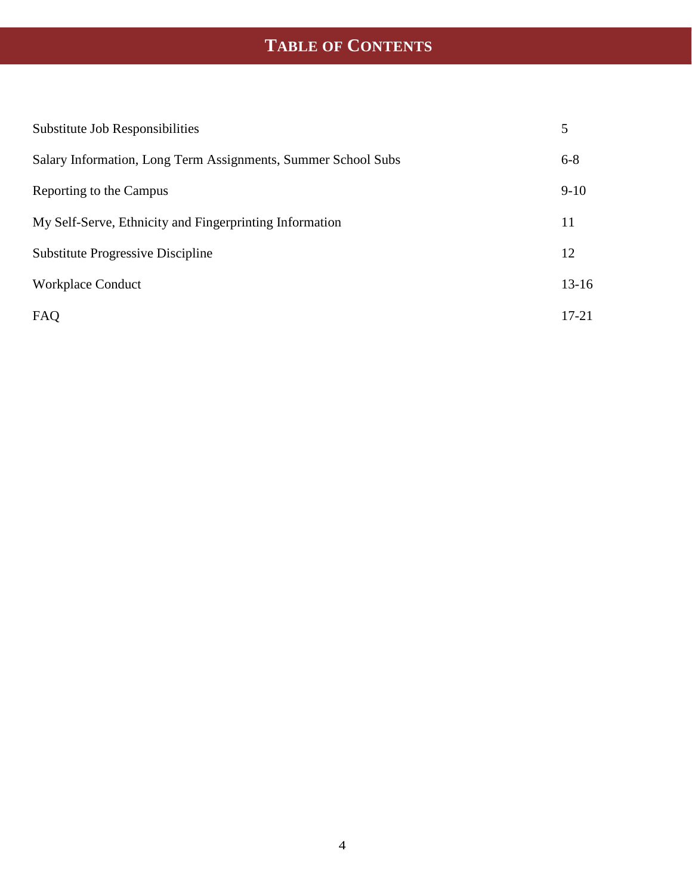# TABLE OF CONTENTS

| | |
|---|---|
| Substitute Job Responsibilities | 5 |
| Salary Information, Long Term Assignments, Summer School Subs | 6-8 |
| Reporting to the Campus | 9-10 |
| My Self-Serve, Ethnicity and Fingerprinting Information | 11 |
| Substitute Progressive Discipline | 12 |
| Workplace Conduct | 13-16 |
| FAQ | 17-21 |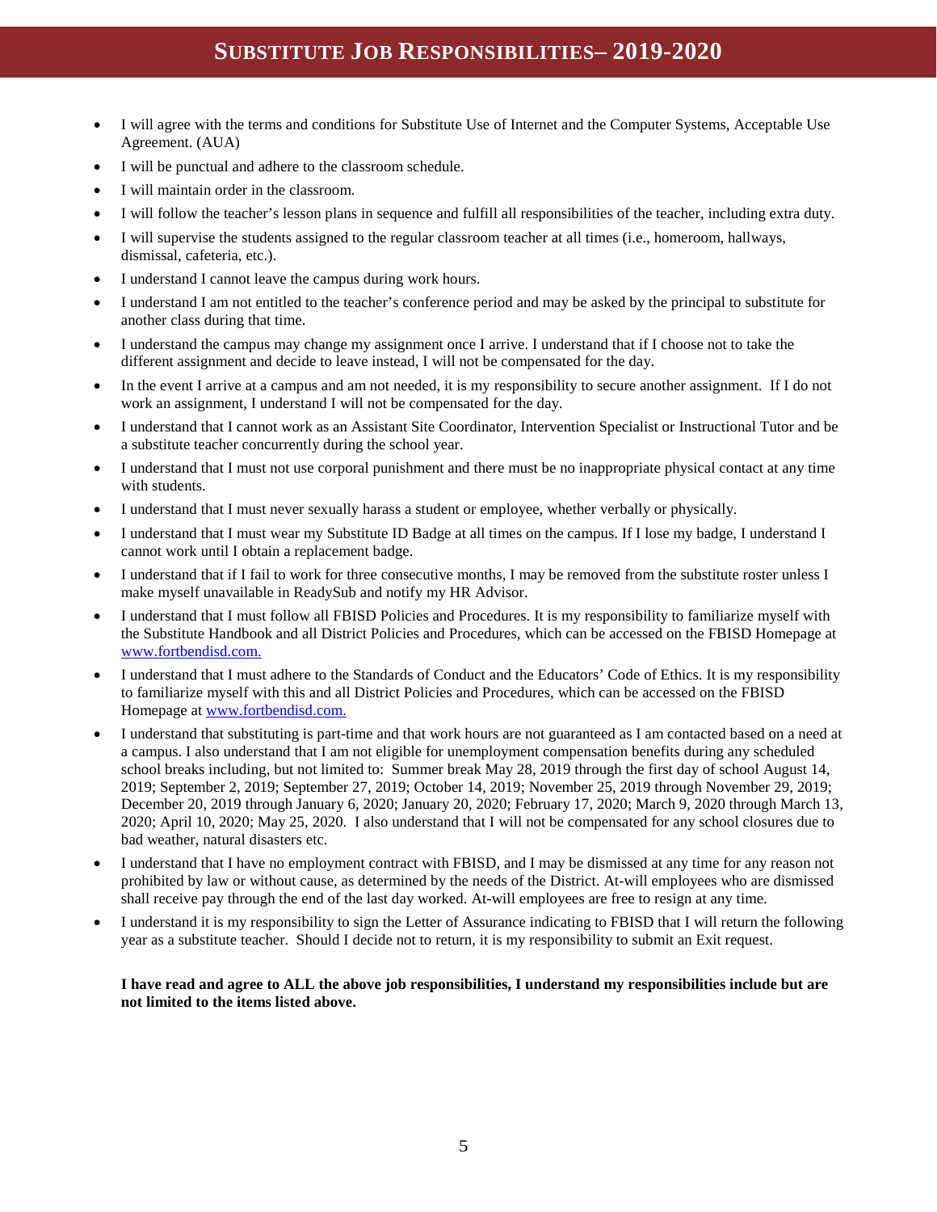# SUBSTITUTE JOB RESPONSIBILITIES– 2019-2020

- I will agree with the terms and conditions for Substitute Use of Internet and the Computer Systems, Acceptable Use Agreement. (AUA)
- I will be punctual and adhere to the classroom schedule.
- I will maintain order in the classroom.
- I will follow the teacher's lesson plans in sequence and fulfill all responsibilities of the teacher, including extra duty.
- I will supervise the students assigned to the regular classroom teacher at all times (i.e., homeroom, hallways, dismissal, cafeteria, etc.).
- I understand I cannot leave the campus during work hours.
- I understand I am not entitled to the teacher's conference period and may be asked by the principal to substitute for another class during that time.
- I understand the campus may change my assignment once I arrive. I understand that if I choose not to take the different assignment and decide to leave instead, I will not be compensated for the day.
- In the event I arrive at a campus and am not needed, it is my responsibility to secure another assignment. If I do not work an assignment, I understand I will not be compensated for the day.
- I understand that I cannot work as an Assistant Site Coordinator, Intervention Specialist or Instructional Tutor and be a substitute teacher concurrently during the school year.
- I understand that I must not use corporal punishment and there must be no inappropriate physical contact at any time with students.
- I understand that I must never sexually harass a student or employee, whether verbally or physically.
- I understand that I must wear my Substitute ID Badge at all times on the campus. If I lose my badge, I understand I cannot work until I obtain a replacement badge.
- I understand that if I fail to work for three consecutive months, I may be removed from the substitute roster unless I make myself unavailable in ReadySub and notify my HR Advisor.
- I understand that I must follow all FBISD Policies and Procedures. It is my responsibility to familiarize myself with the Substitute Handbook and all District Policies and Procedures, which can be accessed on the FBISD Homepage at www.fortbendisd.com.
- I understand that I must adhere to the Standards of Conduct and the Educators' Code of Ethics. It is my responsibility to familiarize myself with this and all District Policies and Procedures, which can be accessed on the FBISD Homepage at www.fortbendisd.com.
- I understand that substituting is part-time and that work hours are not guaranteed as I am contacted based on a need at a campus. I also understand that I am not eligible for unemployment compensation benefits during any scheduled school breaks including, but not limited to: Summer break May 28, 2019 through the first day of school August 14, 2019; September 2, 2019; September 27, 2019; October 14, 2019; November 25, 2019 through November 29, 2019; December 20, 2019 through January 6, 2020; January 20, 2020; February 17, 2020; March 9, 2020 through March 13, 2020; April 10, 2020; May 25, 2020. I also understand that I will not be compensated for any school closures due to bad weather, natural disasters etc.
- I understand that I have no employment contract with FBISD, and I may be dismissed at any time for any reason not prohibited by law or without cause, as determined by the needs of the District. At-will employees who are dismissed shall receive pay through the end of the last day worked. At-will employees are free to resign at any time.
- I understand it is my responsibility to sign the Letter of Assurance indicating to FBISD that I will return the following year as a substitute teacher. Should I decide not to return, it is my responsibility to submit an Exit request.

**I have read and agree to ALL the above job responsibilities, I understand my responsibilities include but are not limited to the items listed above.**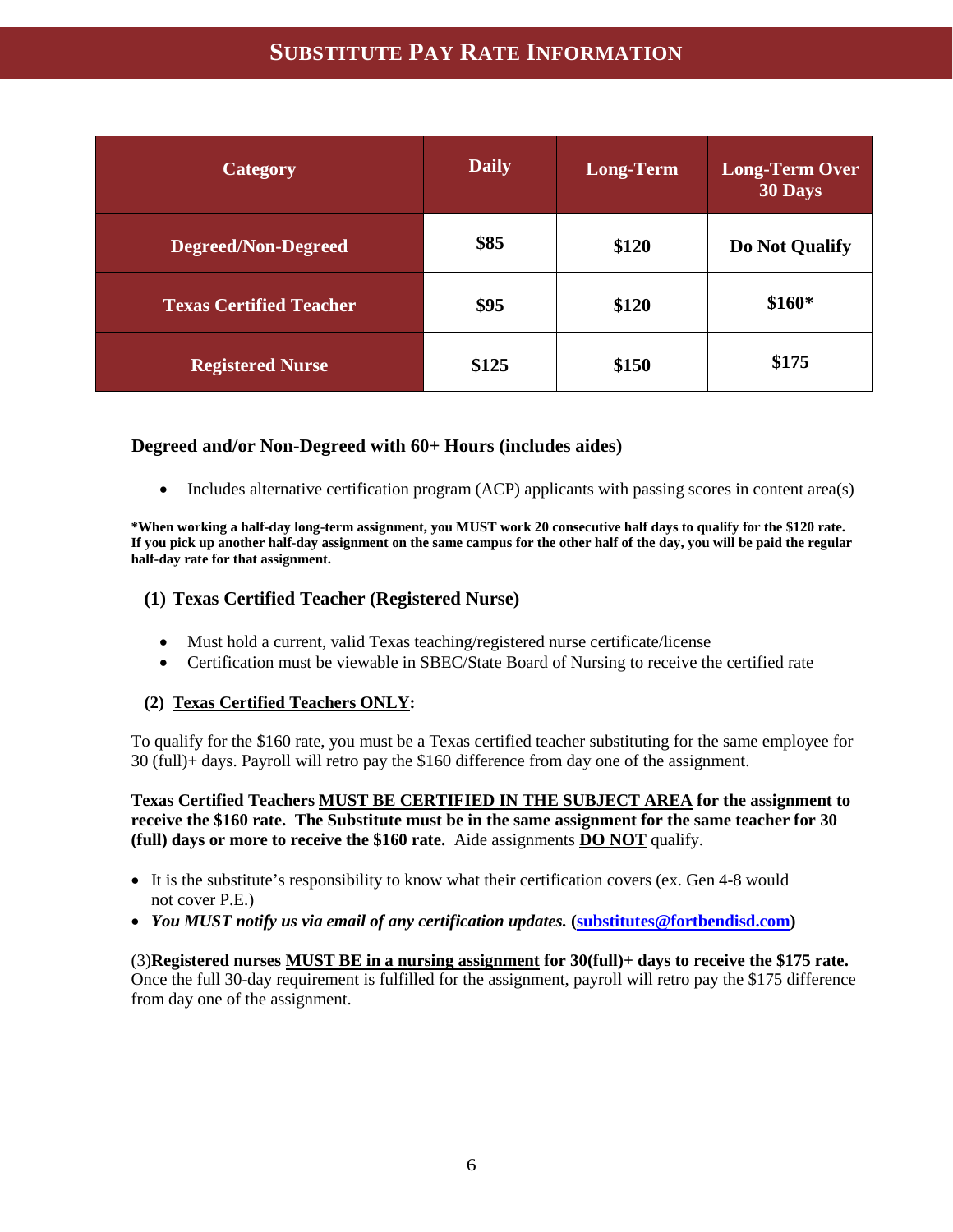# Substitute Pay Rate Information

| Category | Daily | Long-Term | Long-Term Over 30 Days |
|---|---|---|---|
| Degreed/Non-Degreed | $85 | $120 | Do Not Qualify |
| Texas Certified Teacher | $95 | $120 | $160* |
| Registered Nurse | $125 | $150 | $175 |

**Degreed and/or Non-Degreed with 60+ Hours (includes aides)**

- Includes alternative certification program (ACP) applicants with passing scores in content area(s)

***When working a half-day long-term assignment, you MUST work 20 consecutive half days to qualify for the $120 rate. If you pick up another half-day assignment on the same campus for the other half of the day, you will be paid the regular half-day rate for that assignment.**

**(1) Texas Certified Teacher (Registered Nurse)**

- Must hold a current, valid Texas teaching/registered nurse certificate/license
- Certification must be viewable in SBEC/State Board of Nursing to receive the certified rate

**(2) <u>Texas Certified Teachers ONLY</u>:**

To qualify for the $160 rate, you must be a Texas certified teacher substituting for the same employee for 30 (full)+ days. Payroll will retro pay the $160 difference from day one of the assignment.

**Texas Certified Teachers <u>MUST BE CERTIFIED IN THE SUBJECT AREA</u> for the assignment to receive the $160 rate. The Substitute must be in the same assignment for the same teacher for 30 (full) days or more to receive the $160 rate.** Aide assignments **<u>DO NOT</u>** qualify.

- It is the substitute's responsibility to know what their certification covers (ex. Gen 4-8 would not cover P.E.)
- ***You MUST notify us via email of any certification updates.* (substitutes@fortbendisd.com)**

(3)**Registered nurses <u>MUST BE in a nursing assignment</u> for 30(full)+ days to receive the $175 rate.** Once the full 30-day requirement is fulfilled for the assignment, payroll will retro pay the $175 difference from day one of the assignment.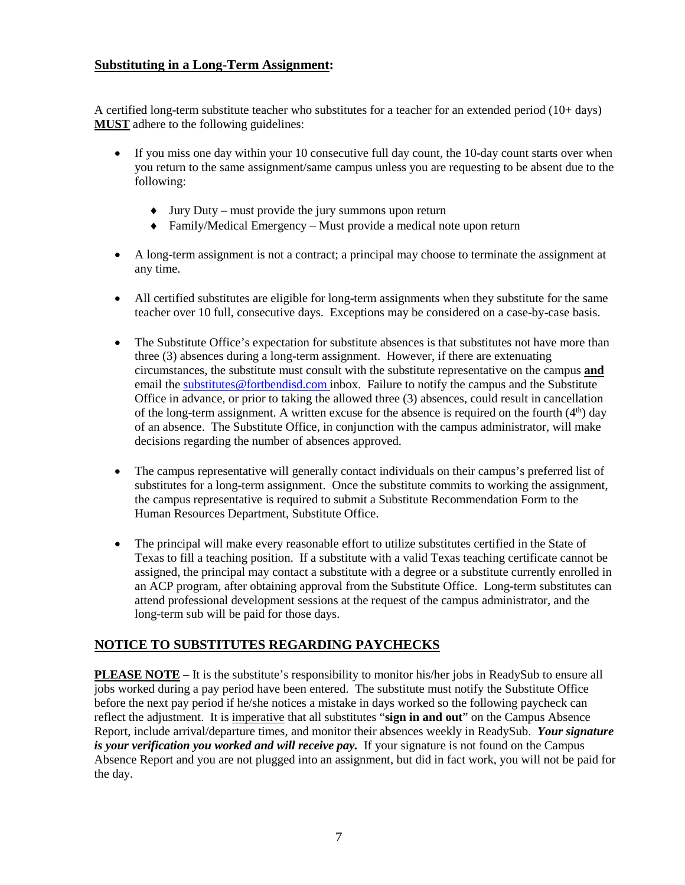## **Substituting in a Long-Term Assignment:**

A certified long-term substitute teacher who substitutes for a teacher for an extended period (10+ days) **MUST** adhere to the following guidelines:

- If you miss one day within your 10 consecutive full day count, the 10-day count starts over when you return to the same assignment/same campus unless you are requesting to be absent due to the following:
    - Jury Duty – must provide the jury summons upon return
    - Family/Medical Emergency – Must provide a medical note upon return

- A long-term assignment is not a contract; a principal may choose to terminate the assignment at any time.

- All certified substitutes are eligible for long-term assignments when they substitute for the same teacher over 10 full, consecutive days. Exceptions may be considered on a case-by-case basis.

- The Substitute Office's expectation for substitute absences is that substitutes not have more than three (3) absences during a long-term assignment. However, if there are extenuating circumstances, the substitute must consult with the substitute representative on the campus **and** email the substitutes@fortbendisd.com inbox. Failure to notify the campus and the Substitute Office in advance, or prior to taking the allowed three (3) absences, could result in cancellation of the long-term assignment. A written excuse for the absence is required on the fourth (4th) day of an absence. The Substitute Office, in conjunction with the campus administrator, will make decisions regarding the number of absences approved.

- The campus representative will generally contact individuals on their campus's preferred list of substitutes for a long-term assignment. Once the substitute commits to working the assignment, the campus representative is required to submit a Substitute Recommendation Form to the Human Resources Department, Substitute Office.

- The principal will make every reasonable effort to utilize substitutes certified in the State of Texas to fill a teaching position. If a substitute with a valid Texas teaching certificate cannot be assigned, the principal may contact a substitute with a degree or a substitute currently enrolled in an ACP program, after obtaining approval from the Substitute Office. Long-term substitutes can attend professional development sessions at the request of the campus administrator, and the long-term sub will be paid for those days.

## **NOTICE TO SUBSTITUTES REGARDING PAYCHECKS**

**PLEASE NOTE –** It is the substitute's responsibility to monitor his/her jobs in ReadySub to ensure all jobs worked during a pay period have been entered. The substitute must notify the Substitute Office before the next pay period if he/she notices a mistake in days worked so the following paycheck can reflect the adjustment. It is imperative that all substitutes "**sign in and out**" on the Campus Absence Report, include arrival/departure times, and monitor their absences weekly in ReadySub. ***Your signature is your verification you worked and will receive pay.*** If your signature is not found on the Campus Absence Report and you are not plugged into an assignment, but did in fact work, you will not be paid for the day.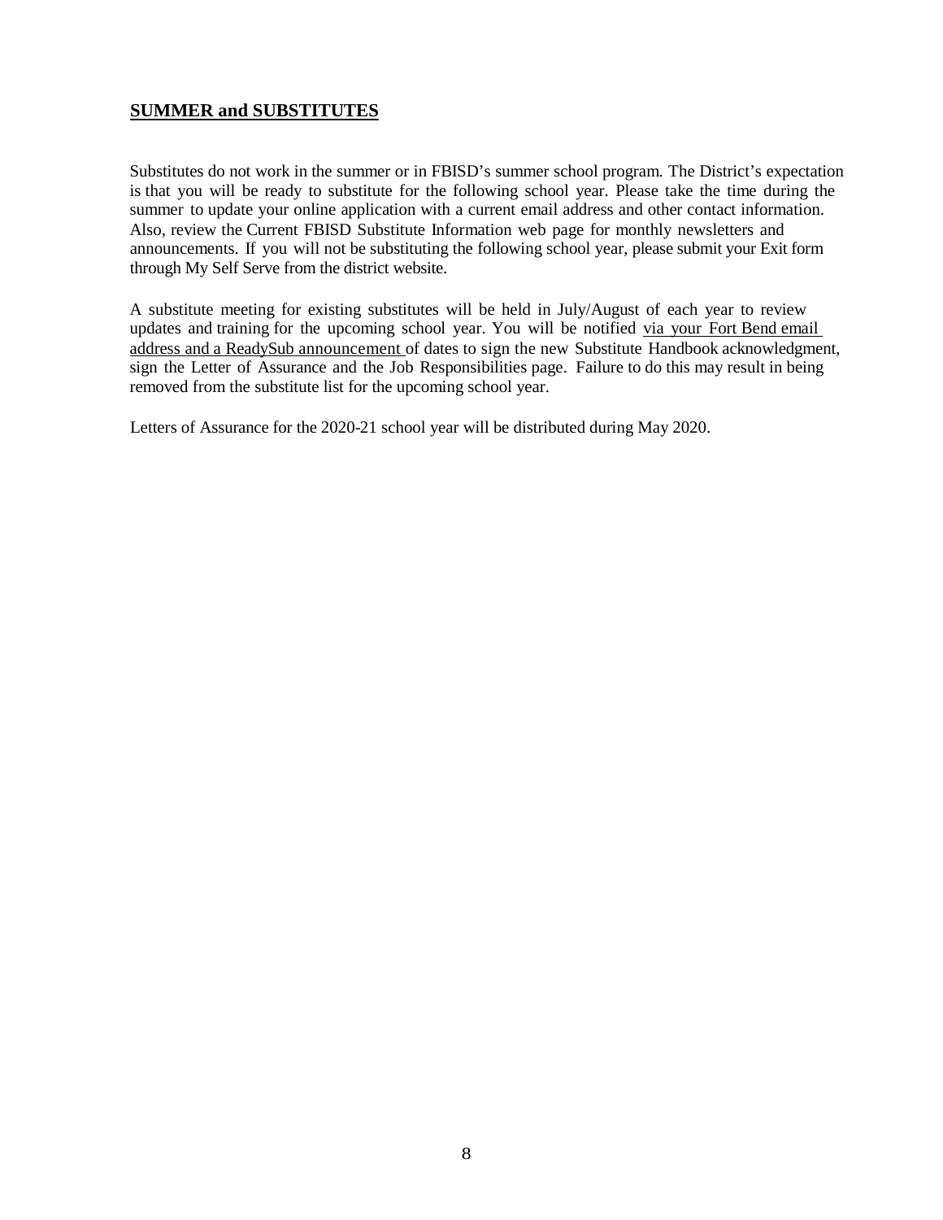## SUMMER and SUBSTITUTES

Substitutes do not work in the summer or in FBISD's summer school program. The District's expectation is that you will be ready to substitute for the following school year. Please take the time during the summer to update your online application with a current email address and other contact information. Also, review the Current FBISD Substitute Information web page for monthly newsletters and announcements. If you will not be substituting the following school year, please submit your Exit form through My Self Serve from the district website.

A substitute meeting for existing substitutes will be held in July/August of each year to review updates and training for the upcoming school year. You will be notified via your Fort Bend email address and a ReadySub announcement of dates to sign the new Substitute Handbook acknowledgment, sign the Letter of Assurance and the Job Responsibilities page. Failure to do this may result in being removed from the substitute list for the upcoming school year.

Letters of Assurance for the 2020-21 school year will be distributed during May 2020.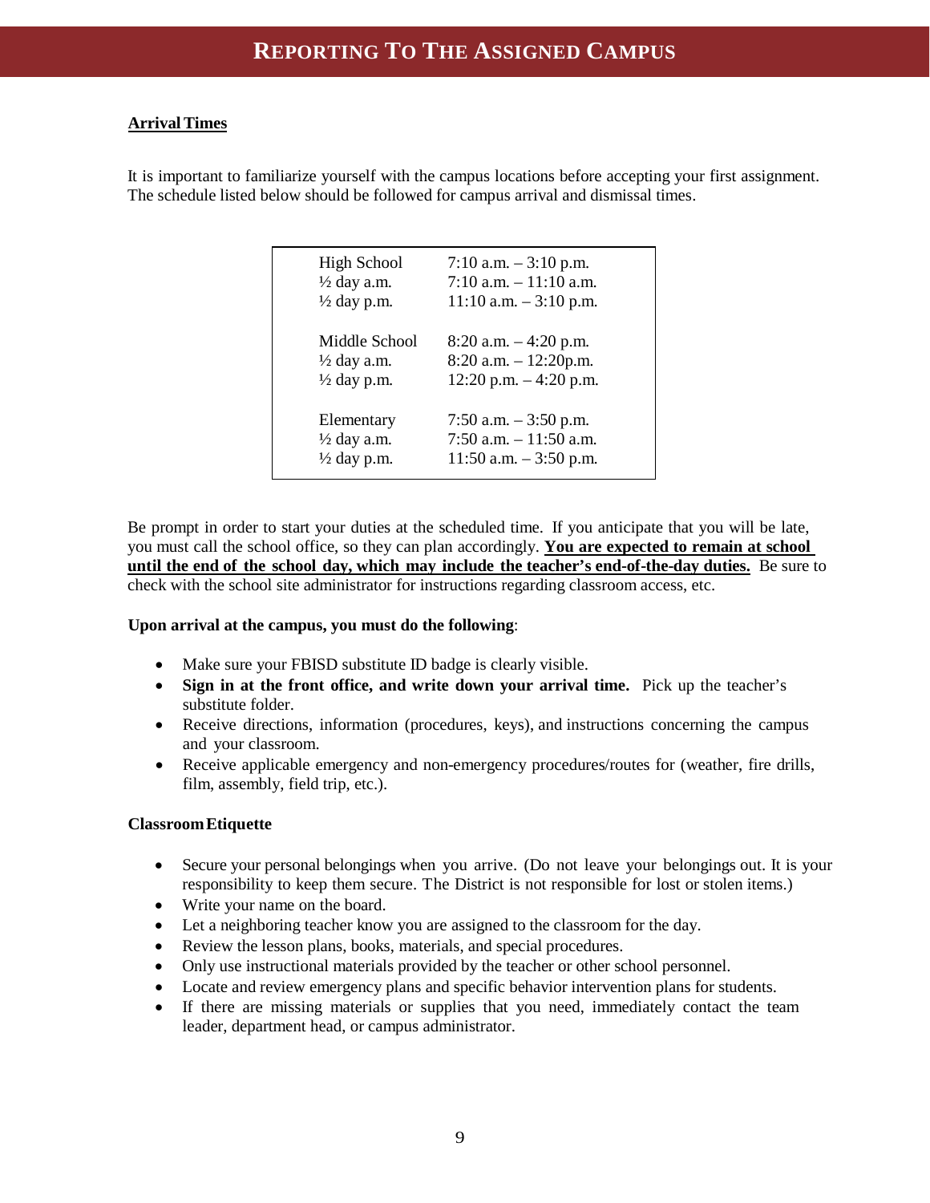# REPORTING TO THE ASSIGNED CAMPUS

**Arrival Times**

It is important to familiarize yourself with the campus locations before accepting your first assignment. The schedule listed below should be followed for campus arrival and dismissal times.

| | |
|---|---|
| High School | 7:10 a.m. – 3:10 p.m. |
| ½ day a.m. | 7:10 a.m. – 11:10 a.m. |
| ½ day p.m. | 11:10 a.m. – 3:10 p.m. |
| Middle School | 8:20 a.m. – 4:20 p.m. |
| ½ day a.m. | 8:20 a.m. – 12:20p.m. |
| ½ day p.m. | 12:20 p.m. – 4:20 p.m. |
| Elementary | 7:50 a.m. – 3:50 p.m. |
| ½ day a.m. | 7:50 a.m. – 11:50 a.m. |
| ½ day p.m. | 11:50 a.m. – 3:50 p.m. |

Be prompt in order to start your duties at the scheduled time. If you anticipate that you will be late, you must call the school office, so they can plan accordingly. **You are expected to remain at school until the end of the school day, which may include the teacher's end-of-the-day duties.** Be sure to check with the school site administrator for instructions regarding classroom access, etc.

**Upon arrival at the campus, you must do the following**:

- Make sure your FBISD substitute ID badge is clearly visible.
- **Sign in at the front office, and write down your arrival time.** Pick up the teacher's substitute folder.
- Receive directions, information (procedures, keys), and instructions concerning the campus and your classroom.
- Receive applicable emergency and non-emergency procedures/routes for (weather, fire drills, film, assembly, field trip, etc.).

**Classroom Etiquette**

- Secure your personal belongings when you arrive. (Do not leave your belongings out. It is your responsibility to keep them secure. The District is not responsible for lost or stolen items.)
- Write your name on the board.
- Let a neighboring teacher know you are assigned to the classroom for the day.
- Review the lesson plans, books, materials, and special procedures.
- Only use instructional materials provided by the teacher or other school personnel.
- Locate and review emergency plans and specific behavior intervention plans for students.
- If there are missing materials or supplies that you need, immediately contact the team leader, department head, or campus administrator.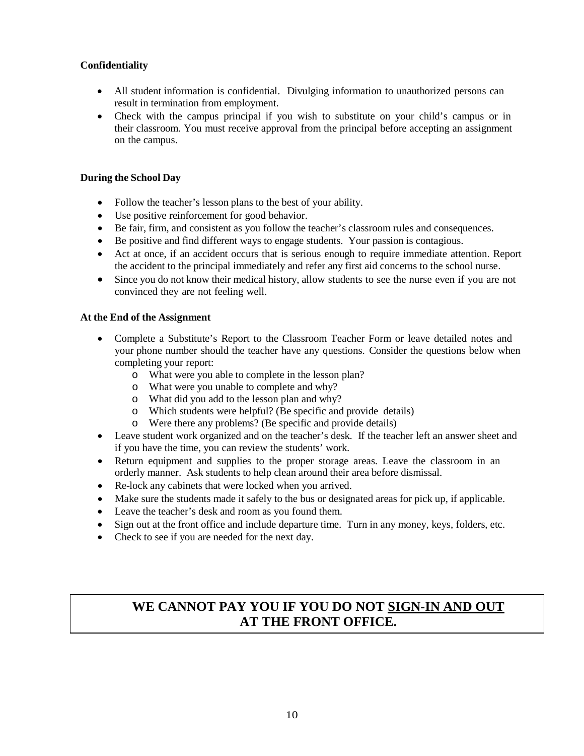**Confidentiality**

- All student information is confidential. Divulging information to unauthorized persons can result in termination from employment.
- Check with the campus principal if you wish to substitute on your child's campus or in their classroom. You must receive approval from the principal before accepting an assignment on the campus.

**During the School Day**

- Follow the teacher's lesson plans to the best of your ability.
- Use positive reinforcement for good behavior.
- Be fair, firm, and consistent as you follow the teacher's classroom rules and consequences.
- Be positive and find different ways to engage students. Your passion is contagious.
- Act at once, if an accident occurs that is serious enough to require immediate attention. Report the accident to the principal immediately and refer any first aid concerns to the school nurse.
- Since you do not know their medical history, allow students to see the nurse even if you are not convinced they are not feeling well.

**At the End of the Assignment**

- Complete a Substitute's Report to the Classroom Teacher Form or leave detailed notes and your phone number should the teacher have any questions. Consider the questions below when completing your report:
  - What were you able to complete in the lesson plan?
  - What were you unable to complete and why?
  - What did you add to the lesson plan and why?
  - Which students were helpful? (Be specific and provide details)
  - Were there any problems? (Be specific and provide details)
- Leave student work organized and on the teacher's desk. If the teacher left an answer sheet and if you have the time, you can review the students' work.
- Return equipment and supplies to the proper storage areas. Leave the classroom in an orderly manner. Ask students to help clean around their area before dismissal.
- Re-lock any cabinets that were locked when you arrived.
- Make sure the students made it safely to the bus or designated areas for pick up, if applicable.
- Leave the teacher's desk and room as you found them.
- Sign out at the front office and include departure time. Turn in any money, keys, folders, etc.
- Check to see if you are needed for the next day.

**WE CANNOT PAY YOU IF YOU DO NOT <u>SIGN-IN AND OUT</u> AT THE FRONT OFFICE.**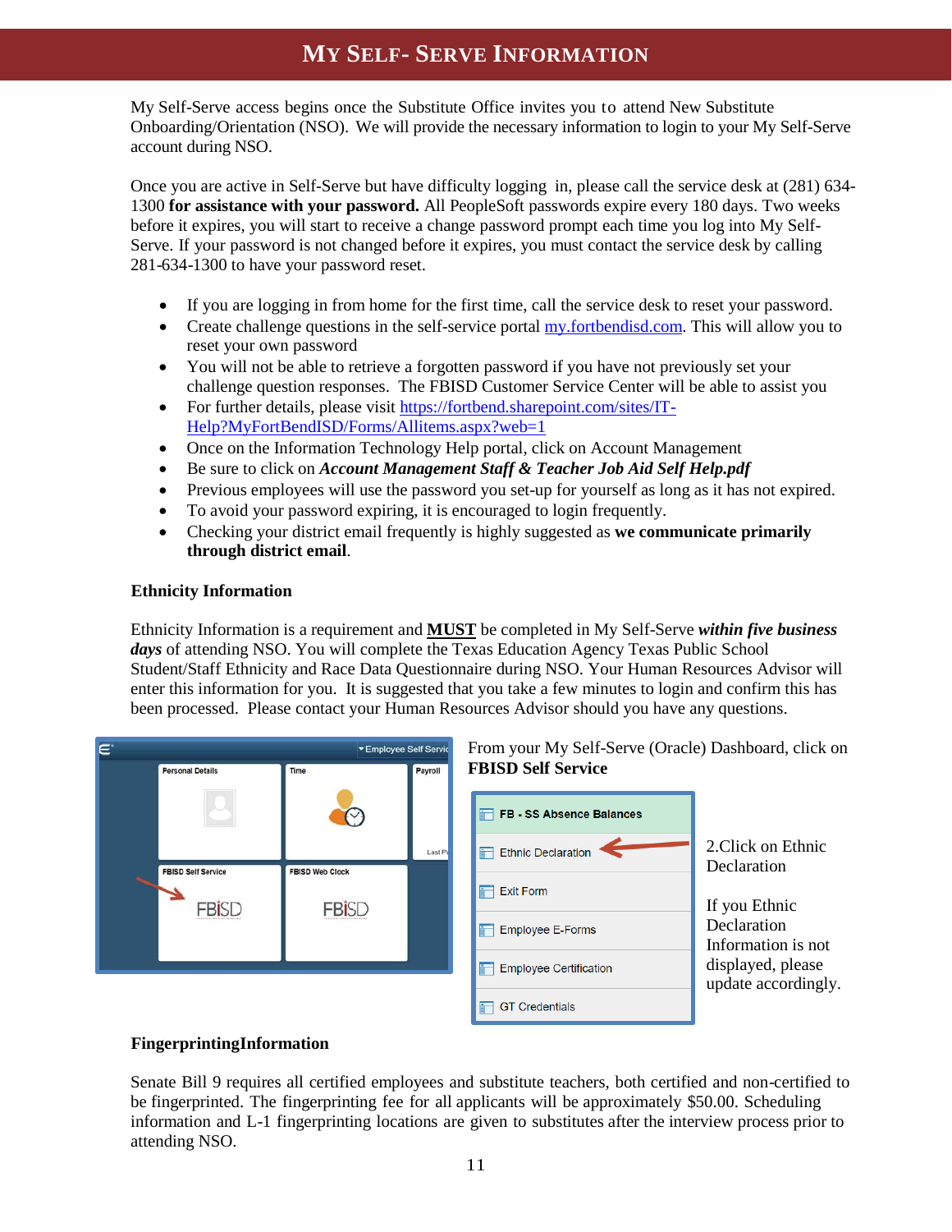# My Self- Serve Information

My Self-Serve access begins once the Substitute Office invites you to attend New Substitute Onboarding/Orientation (NSO). We will provide the necessary information to login to your My Self-Serve account during NSO.

Once you are active in Self-Serve but have difficulty logging in, please call the service desk at (281) 634-1300 **for assistance with your password.** All PeopleSoft passwords expire every 180 days. Two weeks before it expires, you will start to receive a change password prompt each time you log into My Self-Serve. If your password is not changed before it expires, you must contact the service desk by calling 281-634-1300 to have your password reset.

- If you are logging in from home for the first time, call the service desk to reset your password.
- Create challenge questions in the self-service portal my.fortbendisd.com. This will allow you to reset your own password
- You will not be able to retrieve a forgotten password if you have not previously set your challenge question responses. The FBISD Customer Service Center will be able to assist you
- For further details, please visit https://fortbend.sharepoint.com/sites/IT-Help?MyFortBendISD/Forms/Allitems.aspx?web=1
- Once on the Information Technology Help portal, click on Account Management
- Be sure to click on ***Account Management Staff & Teacher Job Aid Self Help.pdf***
- Previous employees will use the password you set-up for yourself as long as it has not expired.
- To avoid your password expiring, it is encouraged to login frequently.
- Checking your district email frequently is highly suggested as **we communicate primarily through district email**.

### Ethnicity Information

Ethnicity Information is a requirement and **MUST** be completed in My Self-Serve ***within five business days*** of attending NSO. You will complete the Texas Education Agency Texas Public School Student/Staff Ethnicity and Race Data Questionnaire during NSO. Your Human Resources Advisor will enter this information for you. It is suggested that you take a few minutes to login and confirm this has been processed. Please contact your Human Resources Advisor should you have any questions.

From your My Self-Serve (Oracle) Dashboard, click on **FBISD Self Service**

2.Click on Ethnic Declaration

If you Ethnic Declaration Information is not displayed, please update accordingly.

### FingerprintingInformation

Senate Bill 9 requires all certified employees and substitute teachers, both certified and non-certified to be fingerprinted. The fingerprinting fee for all applicants will be approximately $50.00. Scheduling information and L-1 fingerprinting locations are given to substitutes after the interview process prior to attending NSO.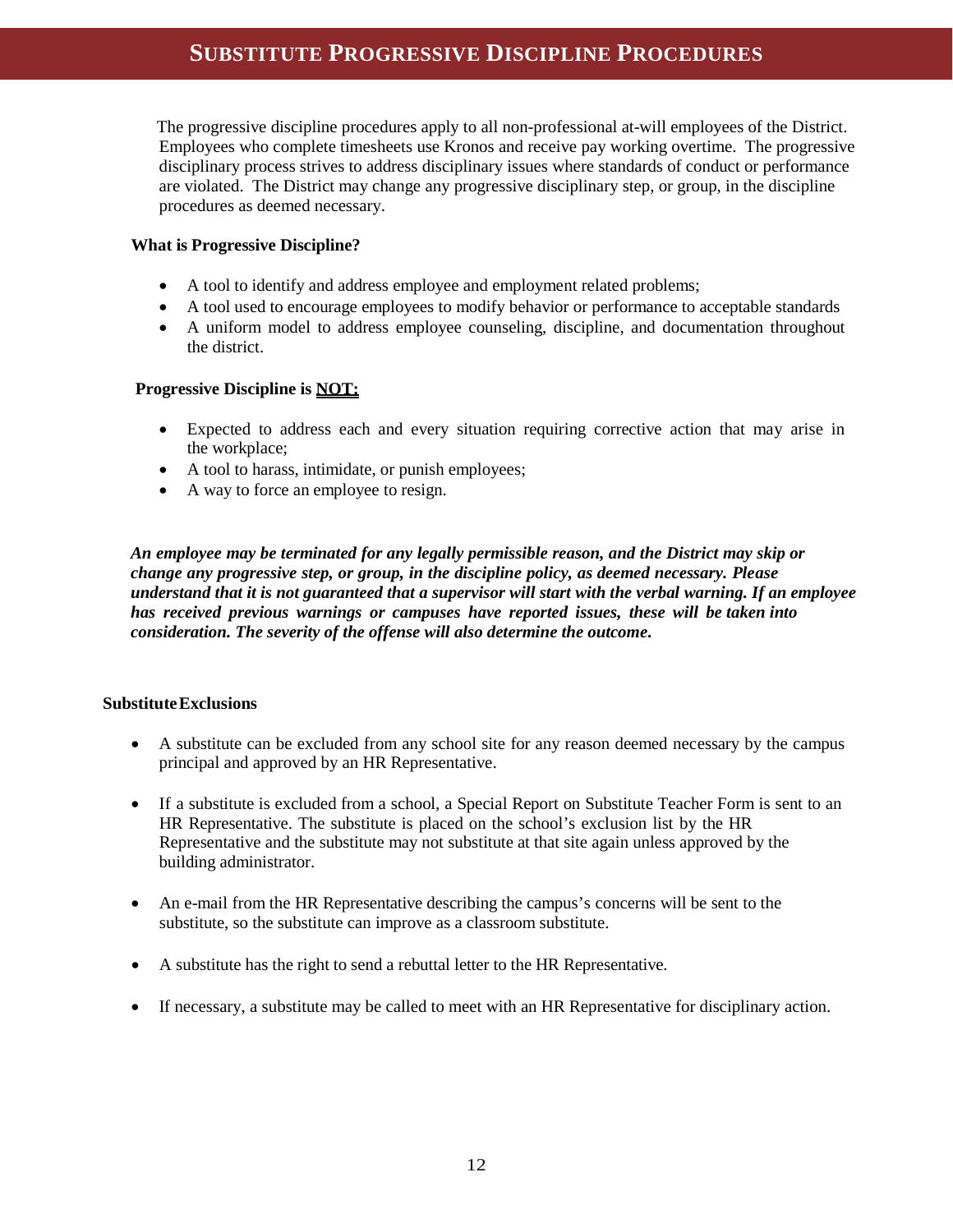# SUBSTITUTE PROGRESSIVE DISCIPLINE PROCEDURES

The progressive discipline procedures apply to all non-professional at-will employees of the District. Employees who complete timesheets use Kronos and receive pay working overtime. The progressive disciplinary process strives to address disciplinary issues where standards of conduct or performance are violated. The District may change any progressive disciplinary step, or group, in the discipline procedures as deemed necessary.

**What is Progressive Discipline?**

- A tool to identify and address employee and employment related problems;
- A tool used to encourage employees to modify behavior or performance to acceptable standards
- A uniform model to address employee counseling, discipline, and documentation throughout the district.

**Progressive Discipline is <u>NOT:</u>**

- Expected to address each and every situation requiring corrective action that may arise in the workplace;
- A tool to harass, intimidate, or punish employees;
- A way to force an employee to resign.

***An employee may be terminated for any legally permissible reason, and the District may skip or change any progressive step, or group, in the discipline policy, as deemed necessary. Please understand that it is not guaranteed that a supervisor will start with the verbal warning. If an employee has received previous warnings or campuses have reported issues, these will be taken into consideration. The severity of the offense will also determine the outcome.***

**Substitute Exclusions**

- A substitute can be excluded from any school site for any reason deemed necessary by the campus principal and approved by an HR Representative.

- If a substitute is excluded from a school, a Special Report on Substitute Teacher Form is sent to an HR Representative. The substitute is placed on the school's exclusion list by the HR Representative and the substitute may not substitute at that site again unless approved by the building administrator.

- An e-mail from the HR Representative describing the campus's concerns will be sent to the substitute, so the substitute can improve as a classroom substitute.

- A substitute has the right to send a rebuttal letter to the HR Representative.

- If necessary, a substitute may be called to meet with an HR Representative for disciplinary action.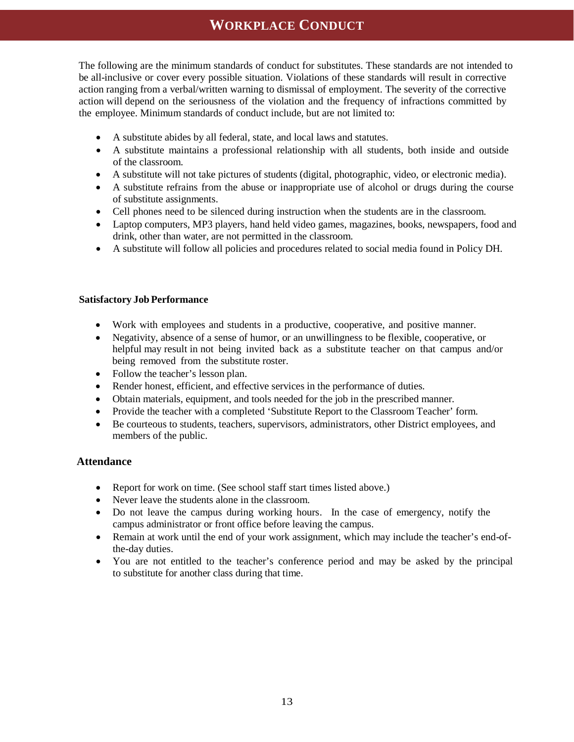# Workplace Conduct

The following are the minimum standards of conduct for substitutes. These standards are not intended to be all-inclusive or cover every possible situation. Violations of these standards will result in corrective action ranging from a verbal/written warning to dismissal of employment. The severity of the corrective action will depend on the seriousness of the violation and the frequency of infractions committed by the employee. Minimum standards of conduct include, but are not limited to:

- A substitute abides by all federal, state, and local laws and statutes.
- A substitute maintains a professional relationship with all students, both inside and outside of the classroom.
- A substitute will not take pictures of students (digital, photographic, video, or electronic media).
- A substitute refrains from the abuse or inappropriate use of alcohol or drugs during the course of substitute assignments.
- Cell phones need to be silenced during instruction when the students are in the classroom.
- Laptop computers, MP3 players, hand held video games, magazines, books, newspapers, food and drink, other than water, are not permitted in the classroom.
- A substitute will follow all policies and procedures related to social media found in Policy DH.

**Satisfactory Job Performance**

- Work with employees and students in a productive, cooperative, and positive manner.
- Negativity, absence of a sense of humor, or an unwillingness to be flexible, cooperative, or helpful may result in not being invited back as a substitute teacher on that campus and/or being removed from the substitute roster.
- Follow the teacher's lesson plan.
- Render honest, efficient, and effective services in the performance of duties.
- Obtain materials, equipment, and tools needed for the job in the prescribed manner.
- Provide the teacher with a completed 'Substitute Report to the Classroom Teacher' form.
- Be courteous to students, teachers, supervisors, administrators, other District employees, and members of the public.

**Attendance**

- Report for work on time. (See school staff start times listed above.)
- Never leave the students alone in the classroom.
- Do not leave the campus during working hours. In the case of emergency, notify the campus administrator or front office before leaving the campus.
- Remain at work until the end of your work assignment, which may include the teacher's end-of-the-day duties.
- You are not entitled to the teacher's conference period and may be asked by the principal to substitute for another class during that time.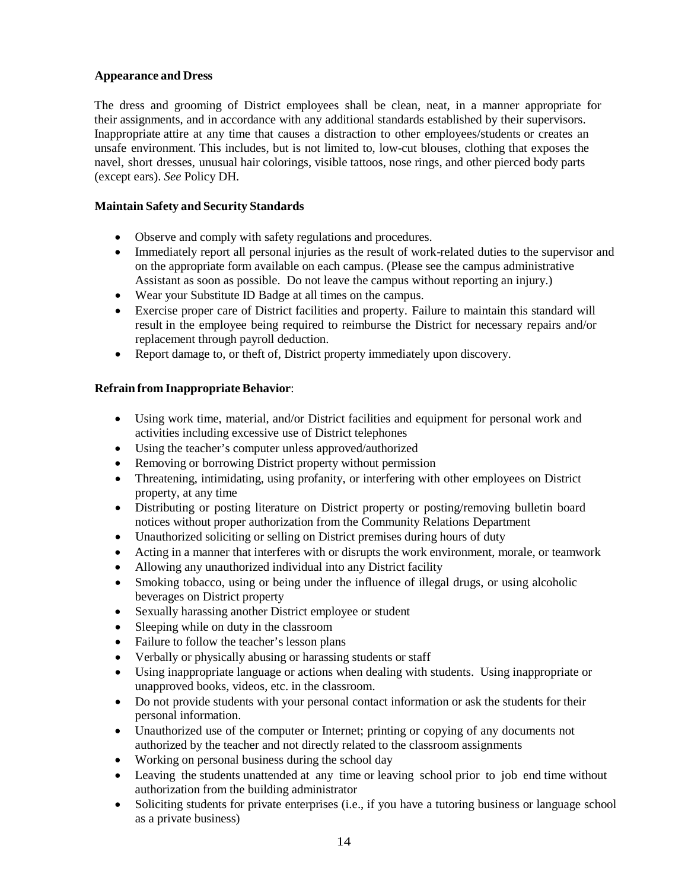**Appearance and Dress**

The dress and grooming of District employees shall be clean, neat, in a manner appropriate for their assignments, and in accordance with any additional standards established by their supervisors. Inappropriate attire at any time that causes a distraction to other employees/students or creates an unsafe environment. This includes, but is not limited to, low-cut blouses, clothing that exposes the navel, short dresses, unusual hair colorings, visible tattoos, nose rings, and other pierced body parts (except ears). *See* Policy DH.

**Maintain Safety and Security Standards**

- Observe and comply with safety regulations and procedures.
- Immediately report all personal injuries as the result of work-related duties to the supervisor and on the appropriate form available on each campus. (Please see the campus administrative Assistant as soon as possible. Do not leave the campus without reporting an injury.)
- Wear your Substitute ID Badge at all times on the campus.
- Exercise proper care of District facilities and property. Failure to maintain this standard will result in the employee being required to reimburse the District for necessary repairs and/or replacement through payroll deduction.
- Report damage to, or theft of, District property immediately upon discovery.

**Refrain from Inappropriate Behavior**:

- Using work time, material, and/or District facilities and equipment for personal work and activities including excessive use of District telephones
- Using the teacher's computer unless approved/authorized
- Removing or borrowing District property without permission
- Threatening, intimidating, using profanity, or interfering with other employees on District property, at any time
- Distributing or posting literature on District property or posting/removing bulletin board notices without proper authorization from the Community Relations Department
- Unauthorized soliciting or selling on District premises during hours of duty
- Acting in a manner that interferes with or disrupts the work environment, morale, or teamwork
- Allowing any unauthorized individual into any District facility
- Smoking tobacco, using or being under the influence of illegal drugs, or using alcoholic beverages on District property
- Sexually harassing another District employee or student
- Sleeping while on duty in the classroom
- Failure to follow the teacher's lesson plans
- Verbally or physically abusing or harassing students or staff
- Using inappropriate language or actions when dealing with students. Using inappropriate or unapproved books, videos, etc. in the classroom.
- Do not provide students with your personal contact information or ask the students for their personal information.
- Unauthorized use of the computer or Internet; printing or copying of any documents not authorized by the teacher and not directly related to the classroom assignments
- Working on personal business during the school day
- Leaving the students unattended at any time or leaving school prior to job end time without authorization from the building administrator
- Soliciting students for private enterprises (i.e., if you have a tutoring business or language school as a private business)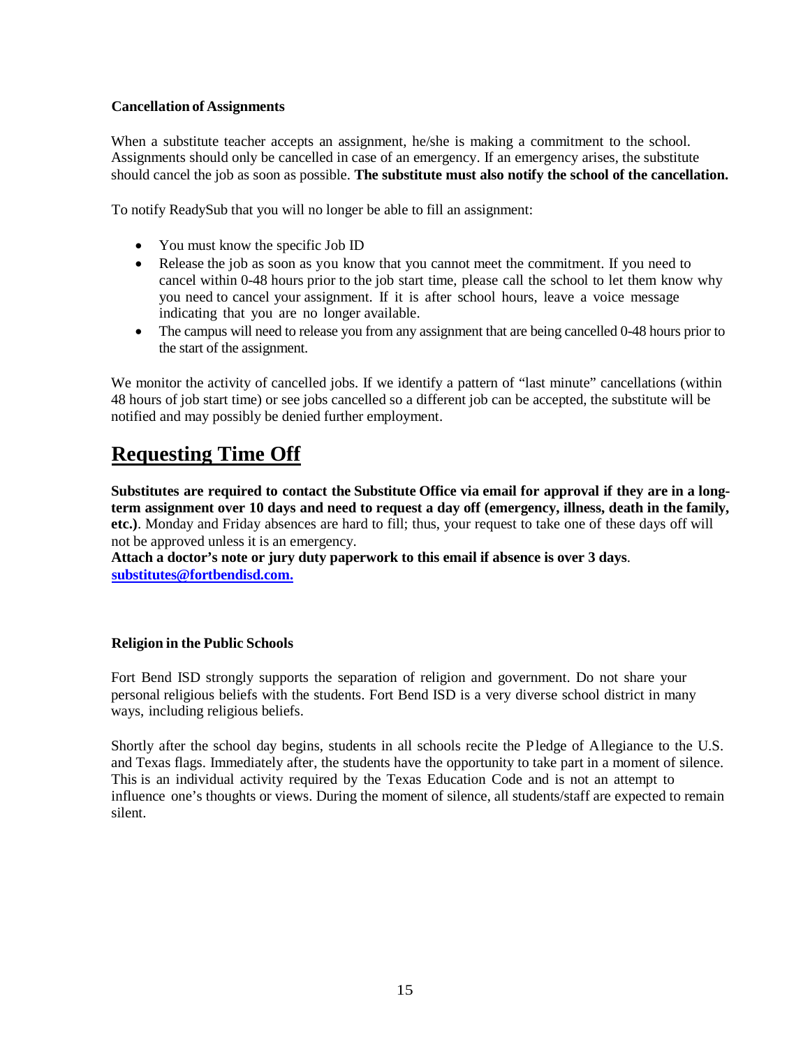**Cancellation of Assignments**

When a substitute teacher accepts an assignment, he/she is making a commitment to the school. Assignments should only be cancelled in case of an emergency. If an emergency arises, the substitute should cancel the job as soon as possible. **The substitute must also notify the school of the cancellation.**

To notify ReadySub that you will no longer be able to fill an assignment:

- You must know the specific Job ID
- Release the job as soon as you know that you cannot meet the commitment. If you need to cancel within 0-48 hours prior to the job start time, please call the school to let them know why you need to cancel your assignment. If it is after school hours, leave a voice message indicating that you are no longer available.
- The campus will need to release you from any assignment that are being cancelled 0-48 hours prior to the start of the assignment.

We monitor the activity of cancelled jobs. If we identify a pattern of "last minute" cancellations (within 48 hours of job start time) or see jobs cancelled so a different job can be accepted, the substitute will be notified and may possibly be denied further employment.

# Requesting Time Off

**Substitutes are required to contact the Substitute Office via email for approval if they are in a long-term assignment over 10 days and need to request a day off (emergency, illness, death in the family, etc.)**. Monday and Friday absences are hard to fill; thus, your request to take one of these days off will not be approved unless it is an emergency.
**Attach a doctor's note or jury duty paperwork to this email if absence is over 3 days**.
**substitutes@fortbendisd.com.**

**Religion in the Public Schools**

Fort Bend ISD strongly supports the separation of religion and government. Do not share your personal religious beliefs with the students. Fort Bend ISD is a very diverse school district in many ways, including religious beliefs.

Shortly after the school day begins, students in all schools recite the Pledge of Allegiance to the U.S. and Texas flags. Immediately after, the students have the opportunity to take part in a moment of silence. This is an individual activity required by the Texas Education Code and is not an attempt to influence one's thoughts or views. During the moment of silence, all students/staff are expected to remain silent.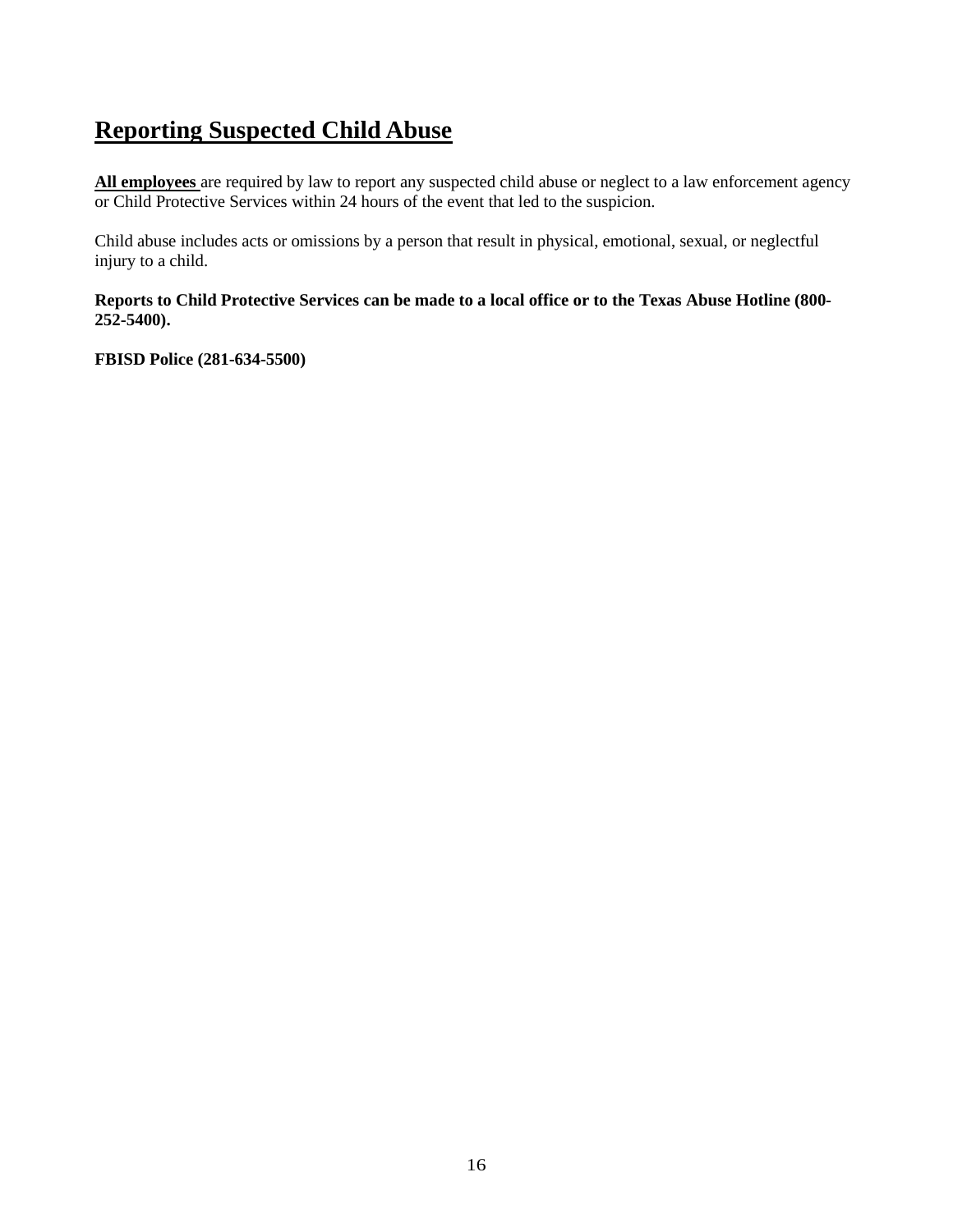# Reporting Suspected Child Abuse

**All employees** are required by law to report any suspected child abuse or neglect to a law enforcement agency or Child Protective Services within 24 hours of the event that led to the suspicion.

Child abuse includes acts or omissions by a person that result in physical, emotional, sexual, or neglectful injury to a child.

**Reports to Child Protective Services can be made to a local office or to the Texas Abuse Hotline (800-252-5400).**

**FBISD Police (281-634-5500)**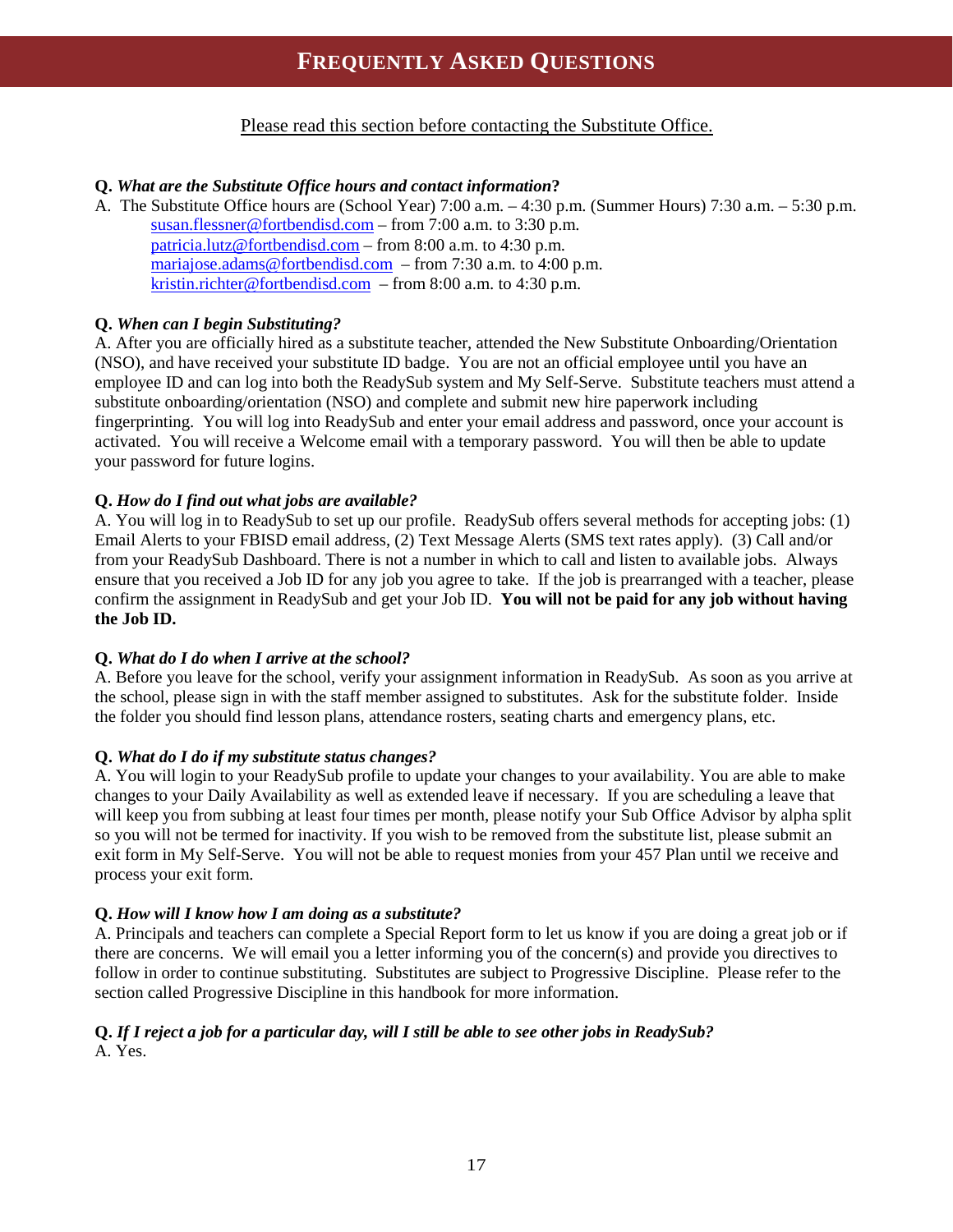# FREQUENTLY ASKED QUESTIONS

Please read this section before contacting the Substitute Office.

**Q. *What are the Substitute Office hours and contact information*?**

A. The Substitute Office hours are (School Year) 7:00 a.m. – 4:30 p.m. (Summer Hours) 7:30 a.m. – 5:30 p.m.
susan.flessner@fortbendisd.com – from 7:00 a.m. to 3:30 p.m.
patricia.lutz@fortbendisd.com – from 8:00 a.m. to 4:30 p.m.
mariajose.adams@fortbendisd.com – from 7:30 a.m. to 4:00 p.m.
kristin.richter@fortbendisd.com – from 8:00 a.m. to 4:30 p.m.

**Q. *When can I begin Substituting?***

A. After you are officially hired as a substitute teacher, attended the New Substitute Onboarding/Orientation (NSO), and have received your substitute ID badge. You are not an official employee until you have an employee ID and can log into both the ReadySub system and My Self-Serve. Substitute teachers must attend a substitute onboarding/orientation (NSO) and complete and submit new hire paperwork including fingerprinting. You will log into ReadySub and enter your email address and password, once your account is activated. You will receive a Welcome email with a temporary password. You will then be able to update your password for future logins.

**Q. *How do I find out what jobs are available?***

A. You will log in to ReadySub to set up our profile. ReadySub offers several methods for accepting jobs: (1) Email Alerts to your FBISD email address, (2) Text Message Alerts (SMS text rates apply). (3) Call and/or from your ReadySub Dashboard. There is not a number in which to call and listen to available jobs. Always ensure that you received a Job ID for any job you agree to take. If the job is prearranged with a teacher, please confirm the assignment in ReadySub and get your Job ID. **You will not be paid for any job without having the Job ID.**

**Q. *What do I do when I arrive at the school?***

A. Before you leave for the school, verify your assignment information in ReadySub. As soon as you arrive at the school, please sign in with the staff member assigned to substitutes. Ask for the substitute folder. Inside the folder you should find lesson plans, attendance rosters, seating charts and emergency plans, etc.

**Q. *What do I do if my substitute status changes?***

A. You will login to your ReadySub profile to update your changes to your availability. You are able to make changes to your Daily Availability as well as extended leave if necessary. If you are scheduling a leave that will keep you from subbing at least four times per month, please notify your Sub Office Advisor by alpha split so you will not be termed for inactivity. If you wish to be removed from the substitute list, please submit an exit form in My Self-Serve. You will not be able to request monies from your 457 Plan until we receive and process your exit form.

**Q. *How will I know how I am doing as a substitute?***

A. Principals and teachers can complete a Special Report form to let us know if you are doing a great job or if there are concerns. We will email you a letter informing you of the concern(s) and provide you directives to follow in order to continue substituting. Substitutes are subject to Progressive Discipline. Please refer to the section called Progressive Discipline in this handbook for more information.

**Q. *If I reject a job for a particular day, will I still be able to see other jobs in ReadySub?***

A. Yes.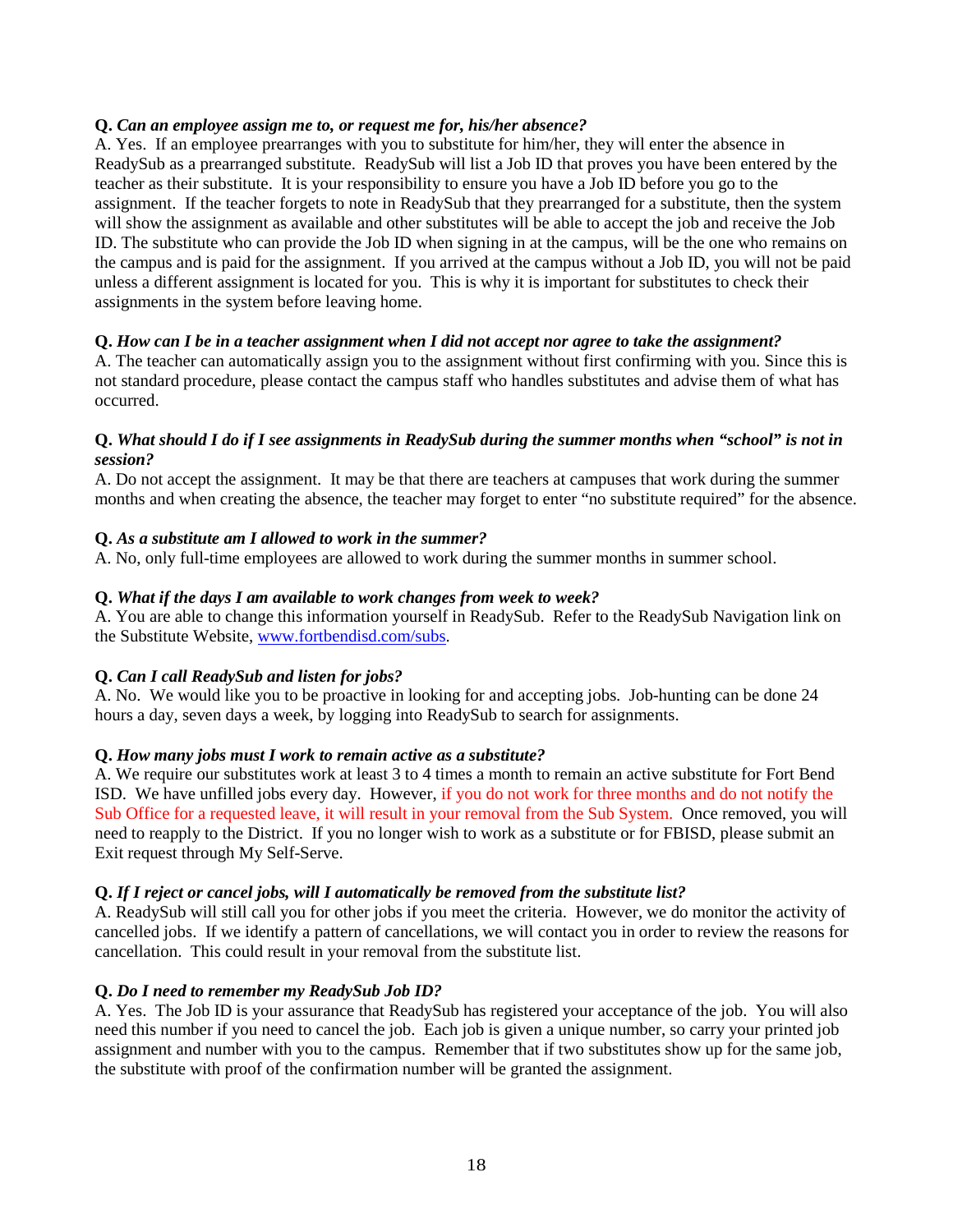**Q.** ***Can an employee assign me to, or request me for, his/her absence?***
A. Yes. If an employee prearranges with you to substitute for him/her, they will enter the absence in ReadySub as a prearranged substitute. ReadySub will list a Job ID that proves you have been entered by the teacher as their substitute. It is your responsibility to ensure you have a Job ID before you go to the assignment. If the teacher forgets to note in ReadySub that they prearranged for a substitute, then the system will show the assignment as available and other substitutes will be able to accept the job and receive the Job ID. The substitute who can provide the Job ID when signing in at the campus, will be the one who remains on the campus and is paid for the assignment. If you arrived at the campus without a Job ID, you will not be paid unless a different assignment is located for you. This is why it is important for substitutes to check their assignments in the system before leaving home.

**Q.** ***How can I be in a teacher assignment when I did not accept nor agree to take the assignment?***
A. The teacher can automatically assign you to the assignment without first confirming with you. Since this is not standard procedure, please contact the campus staff who handles substitutes and advise them of what has occurred.

**Q.** ***What should I do if I see assignments in ReadySub during the summer months when "school" is not in session?***
A. Do not accept the assignment. It may be that there are teachers at campuses that work during the summer months and when creating the absence, the teacher may forget to enter "no substitute required" for the absence.

**Q.** ***As a substitute am I allowed to work in the summer?***
A. No, only full-time employees are allowed to work during the summer months in summer school.

**Q.** ***What if the days I am available to work changes from week to week?***
A. You are able to change this information yourself in ReadySub. Refer to the ReadySub Navigation link on the Substitute Website, www.fortbendisd.com/subs.

**Q.** ***Can I call ReadySub and listen for jobs?***
A. No. We would like you to be proactive in looking for and accepting jobs. Job-hunting can be done 24 hours a day, seven days a week, by logging into ReadySub to search for assignments.

**Q.** ***How many jobs must I work to remain active as a substitute?***
A. We require our substitutes work at least 3 to 4 times a month to remain an active substitute for Fort Bend ISD. We have unfilled jobs every day. However, if you do not work for three months and do not notify the Sub Office for a requested leave, it will result in your removal from the Sub System. Once removed, you will need to reapply to the District. If you no longer wish to work as a substitute or for FBISD, please submit an Exit request through My Self-Serve.

**Q.** ***If I reject or cancel jobs, will I automatically be removed from the substitute list?***
A. ReadySub will still call you for other jobs if you meet the criteria. However, we do monitor the activity of cancelled jobs. If we identify a pattern of cancellations, we will contact you in order to review the reasons for cancellation. This could result in your removal from the substitute list.

**Q.** ***Do I need to remember my ReadySub Job ID?***
A. Yes. The Job ID is your assurance that ReadySub has registered your acceptance of the job. You will also need this number if you need to cancel the job. Each job is given a unique number, so carry your printed job assignment and number with you to the campus. Remember that if two substitutes show up for the same job, the substitute with proof of the confirmation number will be granted the assignment.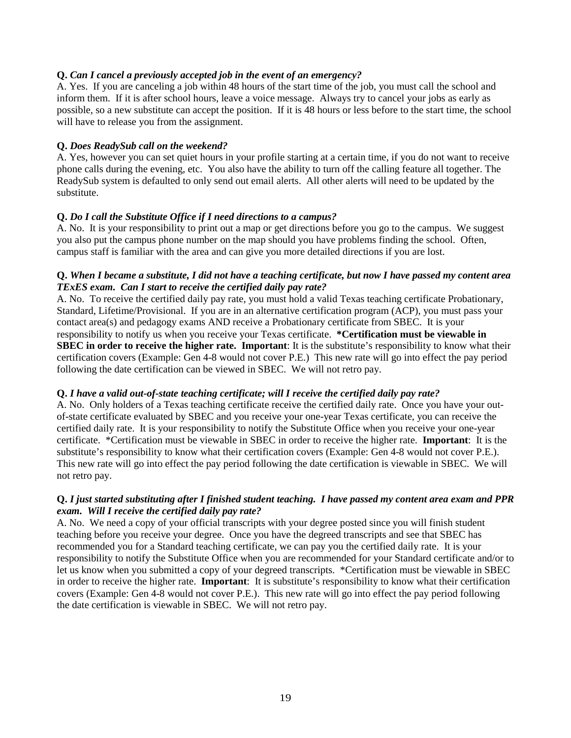**Q.** ***Can I cancel a previously accepted job in the event of an emergency?***
A. Yes. If you are canceling a job within 48 hours of the start time of the job, you must call the school and inform them. If it is after school hours, leave a voice message. Always try to cancel your jobs as early as possible, so a new substitute can accept the position. If it is 48 hours or less before to the start time, the school will have to release you from the assignment.

**Q.** ***Does ReadySub call on the weekend?***
A. Yes, however you can set quiet hours in your profile starting at a certain time, if you do not want to receive phone calls during the evening, etc. You also have the ability to turn off the calling feature all together. The ReadySub system is defaulted to only send out email alerts. All other alerts will need to be updated by the substitute.

**Q.** ***Do I call the Substitute Office if I need directions to a campus?***
A. No. It is your responsibility to print out a map or get directions before you go to the campus. We suggest you also put the campus phone number on the map should you have problems finding the school. Often, campus staff is familiar with the area and can give you more detailed directions if you are lost.

**Q.** ***When I became a substitute, I did not have a teaching certificate, but now I have passed my content area TExES exam. Can I start to receive the certified daily pay rate?***
A. No. To receive the certified daily pay rate, you must hold a valid Texas teaching certificate Probationary, Standard, Lifetime/Provisional. If you are in an alternative certification program (ACP), you must pass your contact area(s) and pedagogy exams AND receive a Probationary certificate from SBEC. It is your responsibility to notify us when you receive your Texas certificate. **\*Certification must be viewable in SBEC in order to receive the higher rate.** **Important**: It is the substitute's responsibility to know what their certification covers (Example: Gen 4-8 would not cover P.E.) This new rate will go into effect the pay period following the date certification can be viewed in SBEC. We will not retro pay.

**Q.** ***I have a valid out-of-state teaching certificate; will I receive the certified daily pay rate?***
A. No. Only holders of a Texas teaching certificate receive the certified daily rate. Once you have your out-of-state certificate evaluated by SBEC and you receive your one-year Texas certificate, you can receive the certified daily rate. It is your responsibility to notify the Substitute Office when you receive your one-year certificate. \*Certification must be viewable in SBEC in order to receive the higher rate. **Important**: It is the substitute's responsibility to know what their certification covers (Example: Gen 4-8 would not cover P.E.). This new rate will go into effect the pay period following the date certification is viewable in SBEC. We will not retro pay.

**Q.** ***I just started substituting after I finished student teaching. I have passed my content area exam and PPR exam. Will I receive the certified daily pay rate?***
A. No. We need a copy of your official transcripts with your degree posted since you will finish student teaching before you receive your degree. Once you have the degreed transcripts and see that SBEC has recommended you for a Standard teaching certificate, we can pay you the certified daily rate. It is your responsibility to notify the Substitute Office when you are recommended for your Standard certificate and/or to let us know when you submitted a copy of your degreed transcripts. \*Certification must be viewable in SBEC in order to receive the higher rate. **Important**: It is substitute's responsibility to know what their certification covers (Example: Gen 4-8 would not cover P.E.). This new rate will go into effect the pay period following the date certification is viewable in SBEC. We will not retro pay.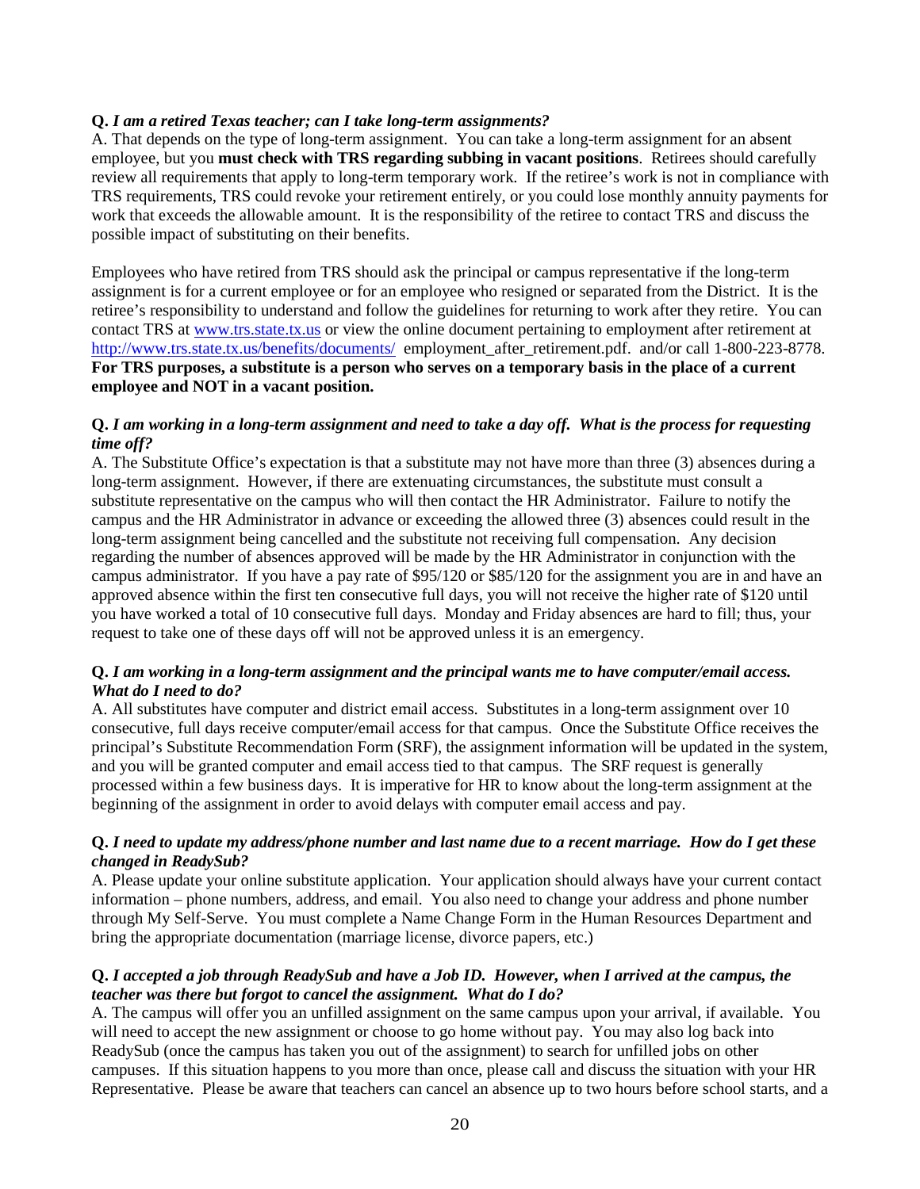**Q.** ***I am a retired Texas teacher; can I take long-term assignments?***
A. That depends on the type of long-term assignment. You can take a long-term assignment for an absent employee, but you **must check with TRS regarding subbing in vacant positions**. Retirees should carefully review all requirements that apply to long-term temporary work. If the retiree's work is not in compliance with TRS requirements, TRS could revoke your retirement entirely, or you could lose monthly annuity payments for work that exceeds the allowable amount. It is the responsibility of the retiree to contact TRS and discuss the possible impact of substituting on their benefits.

Employees who have retired from TRS should ask the principal or campus representative if the long-term assignment is for a current employee or for an employee who resigned or separated from the District. It is the retiree's responsibility to understand and follow the guidelines for returning to work after they retire. You can contact TRS at [www.trs.state.tx.us](http://www.trs.state.tx.us) or view the online document pertaining to employment after retirement at [http://www.trs.state.tx.us/benefits/documents/](http://www.trs.state.tx.us/benefits/documents/) employment_after_retirement.pdf. and/or call 1-800-223-8778. **For TRS purposes, a substitute is a person who serves on a temporary basis in the place of a current employee and NOT in a vacant position.**

**Q.** ***I am working in a long-term assignment and need to take a day off. What is the process for requesting time off?***
A. The Substitute Office's expectation is that a substitute may not have more than three (3) absences during a long-term assignment. However, if there are extenuating circumstances, the substitute must consult a substitute representative on the campus who will then contact the HR Administrator. Failure to notify the campus and the HR Administrator in advance or exceeding the allowed three (3) absences could result in the long-term assignment being cancelled and the substitute not receiving full compensation. Any decision regarding the number of absences approved will be made by the HR Administrator in conjunction with the campus administrator. If you have a pay rate of $95/120 or $85/120 for the assignment you are in and have an approved absence within the first ten consecutive full days, you will not receive the higher rate of $120 until you have worked a total of 10 consecutive full days. Monday and Friday absences are hard to fill; thus, your request to take one of these days off will not be approved unless it is an emergency.

**Q.** ***I am working in a long-term assignment and the principal wants me to have computer/email access. What do I need to do?***
A. All substitutes have computer and district email access. Substitutes in a long-term assignment over 10 consecutive, full days receive computer/email access for that campus. Once the Substitute Office receives the principal's Substitute Recommendation Form (SRF), the assignment information will be updated in the system, and you will be granted computer and email access tied to that campus. The SRF request is generally processed within a few business days. It is imperative for HR to know about the long-term assignment at the beginning of the assignment in order to avoid delays with computer email access and pay.

**Q.** ***I need to update my address/phone number and last name due to a recent marriage. How do I get these changed in ReadySub?***
A. Please update your online substitute application. Your application should always have your current contact information – phone numbers, address, and email. You also need to change your address and phone number through My Self-Serve. You must complete a Name Change Form in the Human Resources Department and bring the appropriate documentation (marriage license, divorce papers, etc.)

**Q.** ***I accepted a job through ReadySub and have a Job ID. However, when I arrived at the campus, the teacher was there but forgot to cancel the assignment. What do I do?***
A. The campus will offer you an unfilled assignment on the same campus upon your arrival, if available. You will need to accept the new assignment or choose to go home without pay. You may also log back into ReadySub (once the campus has taken you out of the assignment) to search for unfilled jobs on other campuses. If this situation happens to you more than once, please call and discuss the situation with your HR Representative. Please be aware that teachers can cancel an absence up to two hours before school starts, and a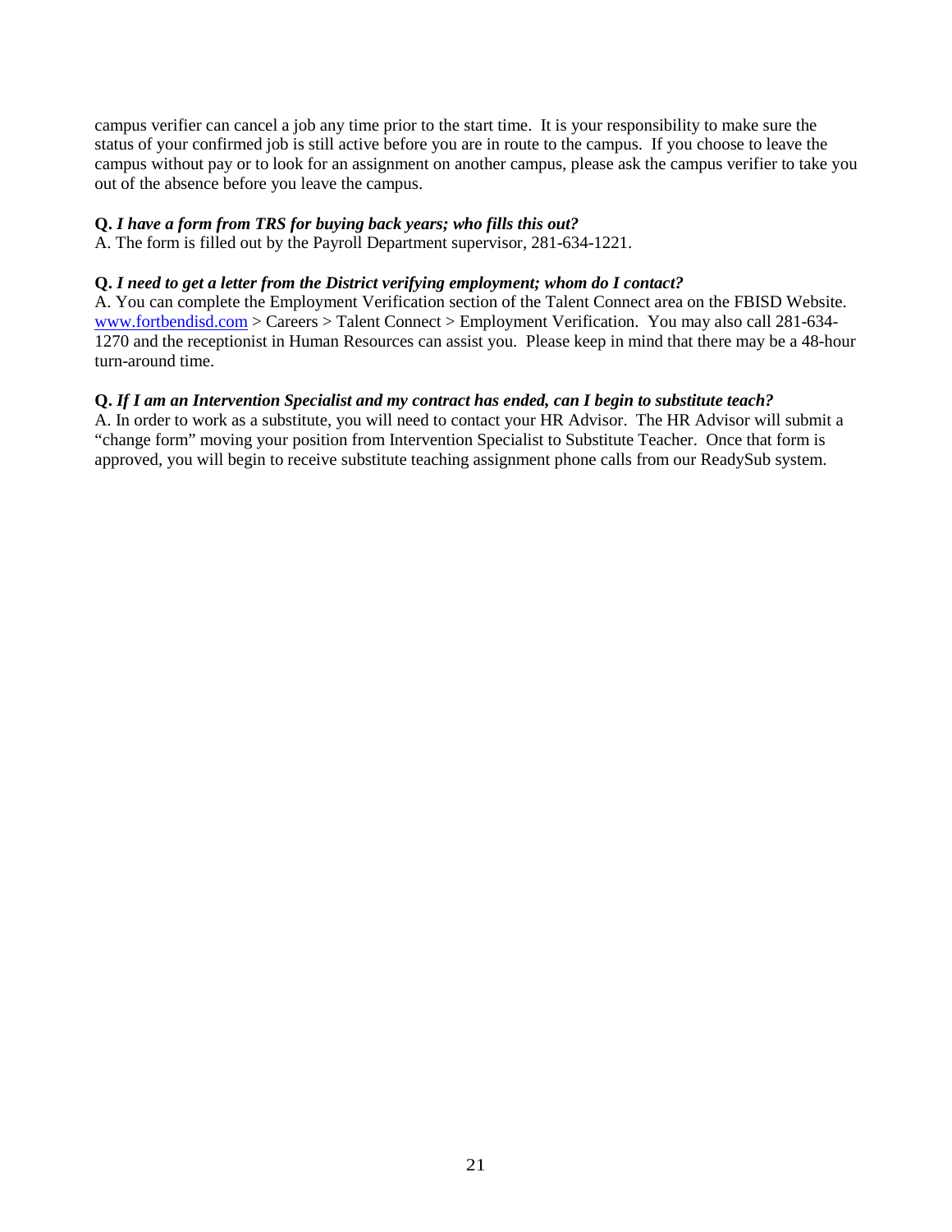campus verifier can cancel a job any time prior to the start time. It is your responsibility to make sure the status of your confirmed job is still active before you are in route to the campus. If you choose to leave the campus without pay or to look for an assignment on another campus, please ask the campus verifier to take you out of the absence before you leave the campus.

**Q.** ***I have a form from TRS for buying back years; who fills this out?***
A. The form is filled out by the Payroll Department supervisor, 281-634-1221.

**Q.** ***I need to get a letter from the District verifying employment; whom do I contact?***
A. You can complete the Employment Verification section of the Talent Connect area on the FBISD Website. [www.fortbendisd.com](http://www.fortbendisd.com) > Careers > Talent Connect > Employment Verification. You may also call 281-634-1270 and the receptionist in Human Resources can assist you. Please keep in mind that there may be a 48-hour turn-around time.

**Q.** ***If I am an Intervention Specialist and my contract has ended, can I begin to substitute teach?***
A. In order to work as a substitute, you will need to contact your HR Advisor. The HR Advisor will submit a "change form" moving your position from Intervention Specialist to Substitute Teacher. Once that form is approved, you will begin to receive substitute teaching assignment phone calls from our ReadySub system.